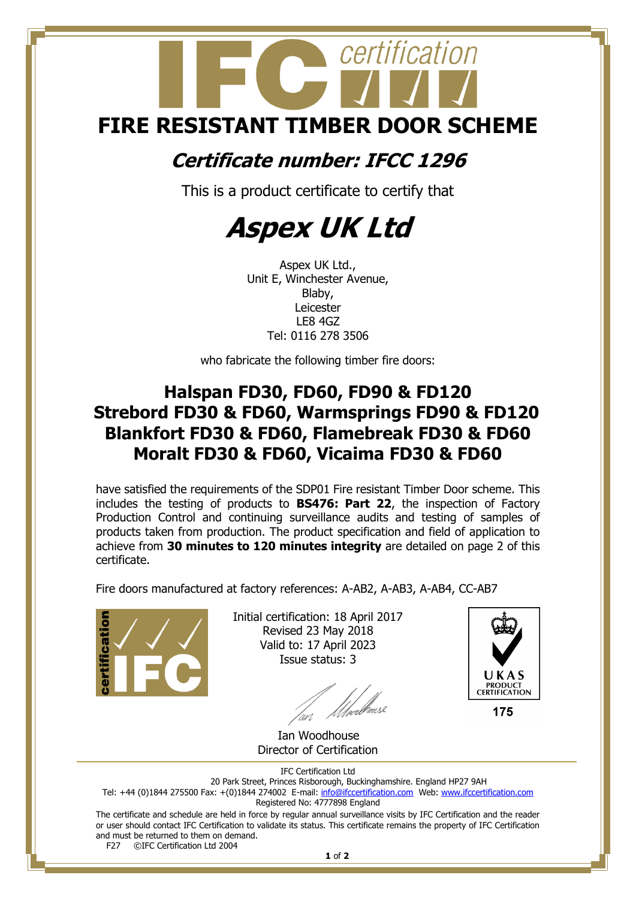# FIRE RESISTANT TIMBER DOOR SCHEME

## *Certificate number: IFCC 1296*

This is a product certificate to certify that

# *Aspex UK Ltd*

Aspex UK Ltd.,
Unit E, Winchester Avenue,
Blaby,
Leicester
LE8 4GZ
Tel: 0116 278 3506

who fabricate the following timber fire doors:

## Halspan FD30, FD60, FD90 & FD120
## Strebord FD30 & FD60, Warmsprings FD90 & FD120
## Blankfort FD30 & FD60, Flamebreak FD30 & FD60
## Moralt FD30 & FD60, Vicaima FD30 & FD60

have satisfied the requirements of the SDP01 Fire resistant Timber Door scheme. This includes the testing of products to **BS476: Part 22**, the inspection of Factory Production Control and continuing surveillance audits and testing of samples of products taken from production. The product specification and field of application to achieve from **30 minutes to 120 minutes integrity** are detailed on page 2 of this certificate.

Fire doors manufactured at factory references: A-AB2, A-AB3, A-AB4, CC-AB7

Initial certification: 18 April 2017
Revised 23 May 2018
Valid to: 17 April 2023
Issue status: 3

Ian Woodhouse
Director of Certification

UKAS PRODUCT CERTIFICATION
175

IFC Certification Ltd
20 Park Street, Princes Risborough, Buckinghamshire. England HP27 9AH
Tel: +44 (0)1844 275500 Fax: +(0)1844 274002 E-mail: info@ifccertification.com Web: www.ifccertification.com
Registered No: 4777898 England

The certificate and schedule are held in force by regular annual surveillance visits by IFC Certification and the reader or user should contact IFC Certification to validate its status. This certificate remains the property of IFC Certification and must be returned to them on demand.

F27 ©IFC Certification Ltd 2004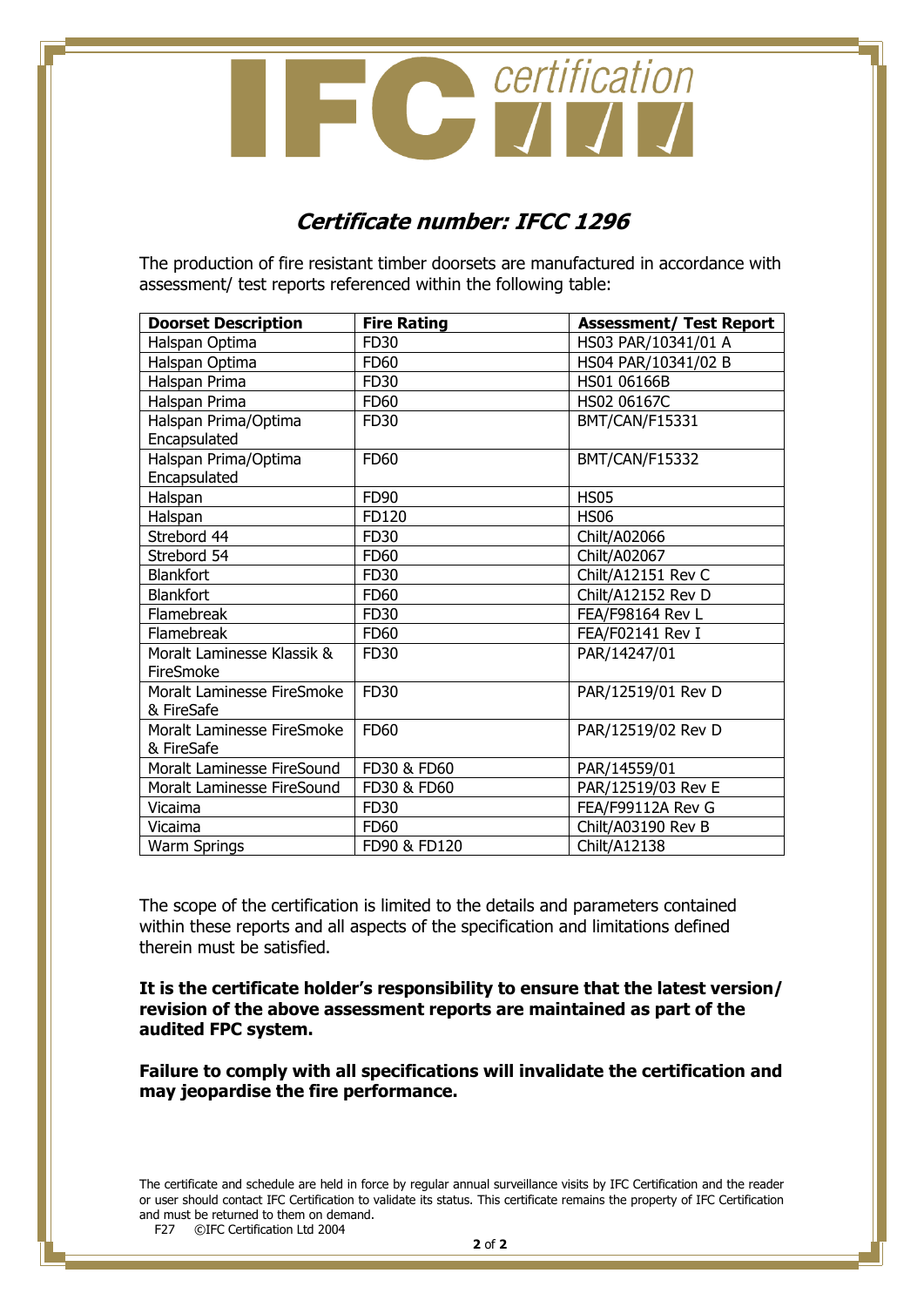## *Certificate number: IFCC 1296*

The production of fire resistant timber doorsets are manufactured in accordance with assessment/ test reports referenced within the following table:

| Doorset Description | Fire Rating | Assessment/ Test Report |
|---|---|---|
| Halspan Optima | FD30 | HS03 PAR/10341/01 A |
| Halspan Optima | FD60 | HS04 PAR/10341/02 B |
| Halspan Prima | FD30 | HS01 06166B |
| Halspan Prima | FD60 | HS02 06167C |
| Halspan Prima/Optima Encapsulated | FD30 | BMT/CAN/F15331 |
| Halspan Prima/Optima Encapsulated | FD60 | BMT/CAN/F15332 |
| Halspan | FD90 | HS05 |
| Halspan | FD120 | HS06 |
| Strebord 44 | FD30 | Chilt/A02066 |
| Strebord 54 | FD60 | Chilt/A02067 |
| Blankfort | FD30 | Chilt/A12151 Rev C |
| Blankfort | FD60 | Chilt/A12152 Rev D |
| Flamebreak | FD30 | FEA/F98164 Rev L |
| Flamebreak | FD60 | FEA/F02141 Rev I |
| Moralt Laminesse Klassik & FireSmoke | FD30 | PAR/14247/01 |
| Moralt Laminesse FireSmoke & FireSafe | FD30 | PAR/12519/01 Rev D |
| Moralt Laminesse FireSmoke & FireSafe | FD60 | PAR/12519/02 Rev D |
| Moralt Laminesse FireSound | FD30 & FD60 | PAR/14559/01 |
| Moralt Laminesse FireSound | FD30 & FD60 | PAR/12519/03 Rev E |
| Vicaima | FD30 | FEA/F99112A Rev G |
| Vicaima | FD60 | Chilt/A03190 Rev B |
| Warm Springs | FD90 & FD120 | Chilt/A12138 |

The scope of the certification is limited to the details and parameters contained within these reports and all aspects of the specification and limitations defined therein must be satisfied.

**It is the certificate holder's responsibility to ensure that the latest version/ revision of the above assessment reports are maintained as part of the audited FPC system.**

**Failure to comply with all specifications will invalidate the certification and may jeopardise the fire performance.**

The certificate and schedule are held in force by regular annual surveillance visits by IFC Certification and the reader or user should contact IFC Certification to validate its status. This certificate remains the property of IFC Certification and must be returned to them on demand.

F27 ©IFC Certification Ltd 2004